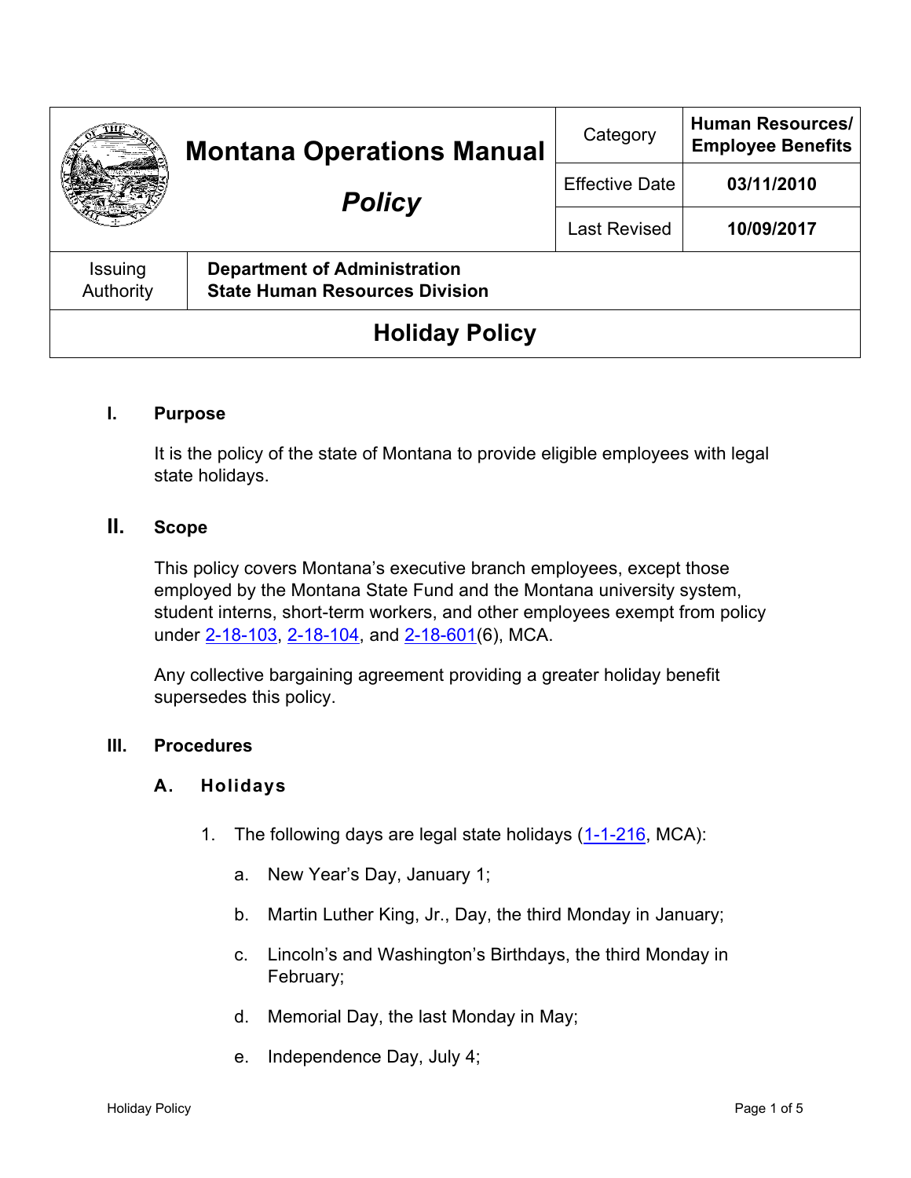| Montana Operations Manual *Policy* | Category | **Human Resources/ Employee Benefits** |
|---|---|---|
| | Effective Date | **03/11/2010** |
| | Last Revised | **10/09/2017** |
| Issuing Authority | **Department of Administration State Human Resources Division** | |

# Holiday Policy

## I. Purpose

It is the policy of the state of Montana to provide eligible employees with legal state holidays.

## II. Scope

This policy covers Montana's executive branch employees, except those employed by the Montana State Fund and the Montana university system, student interns, short-term workers, and other employees exempt from policy under 2-18-103, 2-18-104, and 2-18-601(6), MCA.

Any collective bargaining agreement providing a greater holiday benefit supersedes this policy.

## III. Procedures

### A. Holidays

1. The following days are legal state holidays (1-1-216, MCA):

   a. New Year's Day, January 1;

   b. Martin Luther King, Jr., Day, the third Monday in January;

   c. Lincoln's and Washington's Birthdays, the third Monday in February;

   d. Memorial Day, the last Monday in May;

   e. Independence Day, July 4;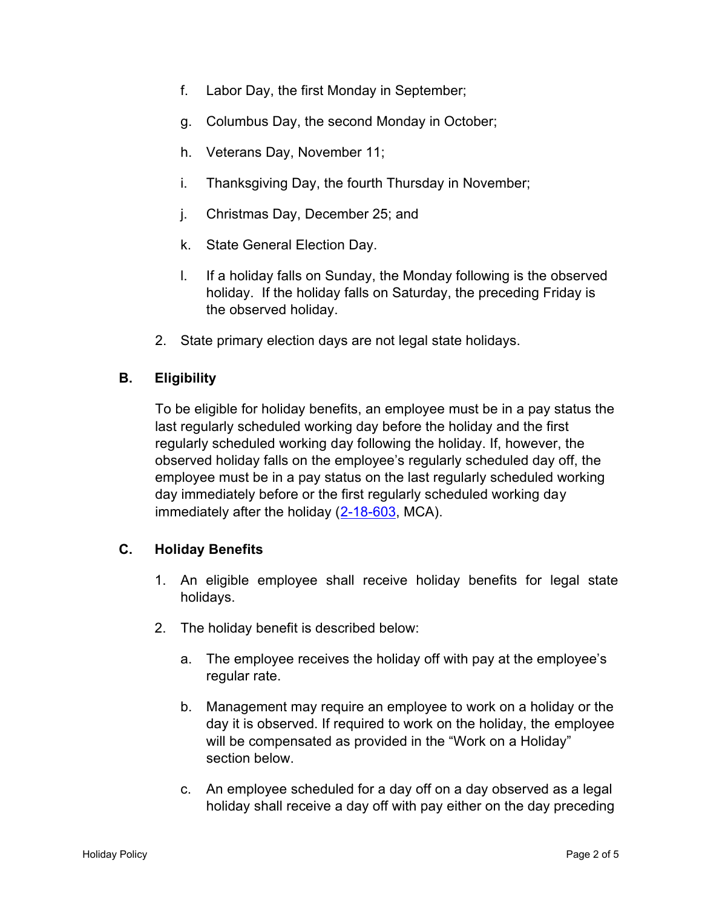f. Labor Day, the first Monday in September;

g. Columbus Day, the second Monday in October;

h. Veterans Day, November 11;

i. Thanksgiving Day, the fourth Thursday in November;

j. Christmas Day, December 25; and

k. State General Election Day.

l. If a holiday falls on Sunday, the Monday following is the observed holiday. If the holiday falls on Saturday, the preceding Friday is the observed holiday.

2. State primary election days are not legal state holidays.

## B. Eligibility

To be eligible for holiday benefits, an employee must be in a pay status the last regularly scheduled working day before the holiday and the first regularly scheduled working day following the holiday. If, however, the observed holiday falls on the employee's regularly scheduled day off, the employee must be in a pay status on the last regularly scheduled working day immediately before or the first regularly scheduled working day immediately after the holiday (2-18-603, MCA).

## C. Holiday Benefits

1. An eligible employee shall receive holiday benefits for legal state holidays.

2. The holiday benefit is described below:

   a. The employee receives the holiday off with pay at the employee's regular rate.

   b. Management may require an employee to work on a holiday or the day it is observed. If required to work on the holiday, the employee will be compensated as provided in the "Work on a Holiday" section below.

   c. An employee scheduled for a day off on a day observed as a legal holiday shall receive a day off with pay either on the day preceding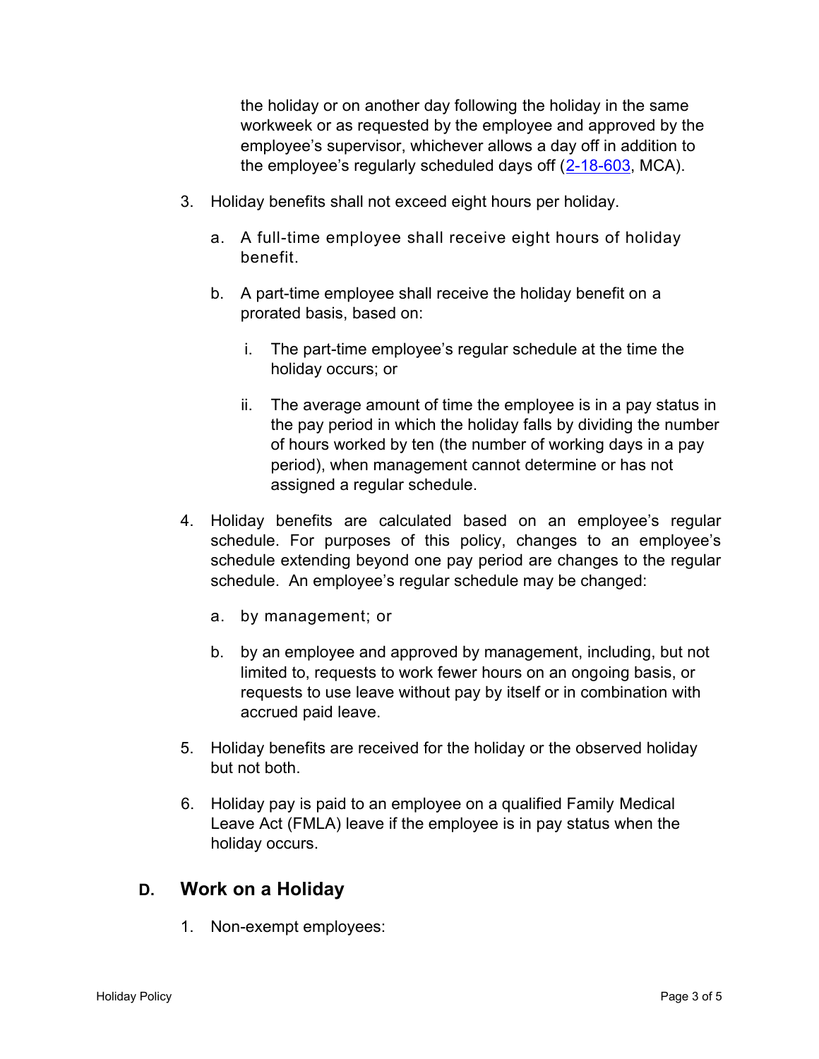the holiday or on another day following the holiday in the same workweek or as requested by the employee and approved by the employee's supervisor, whichever allows a day off in addition to the employee's regularly scheduled days off (2-18-603, MCA).

3. Holiday benefits shall not exceed eight hours per holiday.

    a. A full-time employee shall receive eight hours of holiday benefit.

    b. A part-time employee shall receive the holiday benefit on a prorated basis, based on:

        i. The part-time employee's regular schedule at the time the holiday occurs; or

        ii. The average amount of time the employee is in a pay status in the pay period in which the holiday falls by dividing the number of hours worked by ten (the number of working days in a pay period), when management cannot determine or has not assigned a regular schedule.

4. Holiday benefits are calculated based on an employee's regular schedule. For purposes of this policy, changes to an employee's schedule extending beyond one pay period are changes to the regular schedule. An employee's regular schedule may be changed:

    a. by management; or

    b. by an employee and approved by management, including, but not limited to, requests to work fewer hours on an ongoing basis, or requests to use leave without pay by itself or in combination with accrued paid leave.

5. Holiday benefits are received for the holiday or the observed holiday but not both.

6. Holiday pay is paid to an employee on a qualified Family Medical Leave Act (FMLA) leave if the employee is in pay status when the holiday occurs.

## D. Work on a Holiday

1. Non-exempt employees: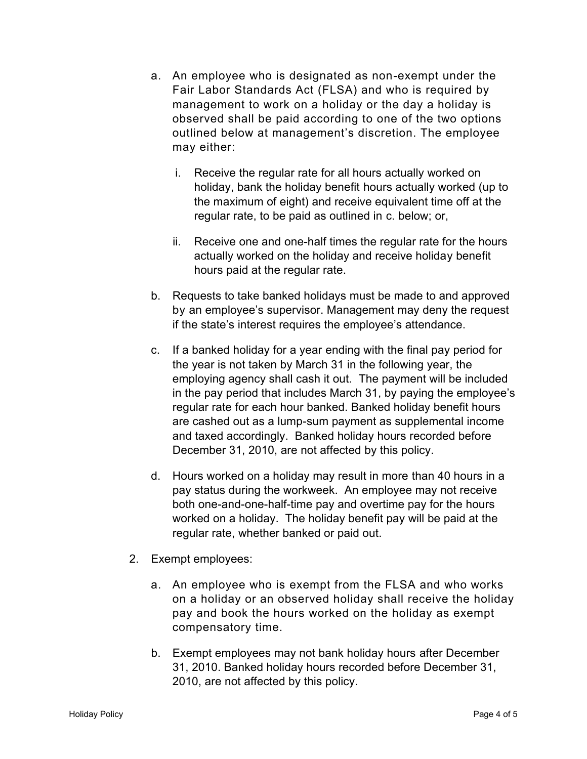a. An employee who is designated as non-exempt under the Fair Labor Standards Act (FLSA) and who is required by management to work on a holiday or the day a holiday is observed shall be paid according to one of the two options outlined below at management's discretion. The employee may either:

   i. Receive the regular rate for all hours actually worked on holiday, bank the holiday benefit hours actually worked (up to the maximum of eight) and receive equivalent time off at the regular rate, to be paid as outlined in c. below; or,

   ii. Receive one and one-half times the regular rate for the hours actually worked on the holiday and receive holiday benefit hours paid at the regular rate.

b. Requests to take banked holidays must be made to and approved by an employee's supervisor. Management may deny the request if the state's interest requires the employee's attendance.

c. If a banked holiday for a year ending with the final pay period for the year is not taken by March 31 in the following year, the employing agency shall cash it out. The payment will be included in the pay period that includes March 31, by paying the employee's regular rate for each hour banked. Banked holiday benefit hours are cashed out as a lump-sum payment as supplemental income and taxed accordingly. Banked holiday hours recorded before December 31, 2010, are not affected by this policy.

d. Hours worked on a holiday may result in more than 40 hours in a pay status during the workweek. An employee may not receive both one-and-one-half-time pay and overtime pay for the hours worked on a holiday. The holiday benefit pay will be paid at the regular rate, whether banked or paid out.

2. Exempt employees:

   a. An employee who is exempt from the FLSA and who works on a holiday or an observed holiday shall receive the holiday pay and book the hours worked on the holiday as exempt compensatory time.

   b. Exempt employees may not bank holiday hours after December 31, 2010. Banked holiday hours recorded before December 31, 2010, are not affected by this policy.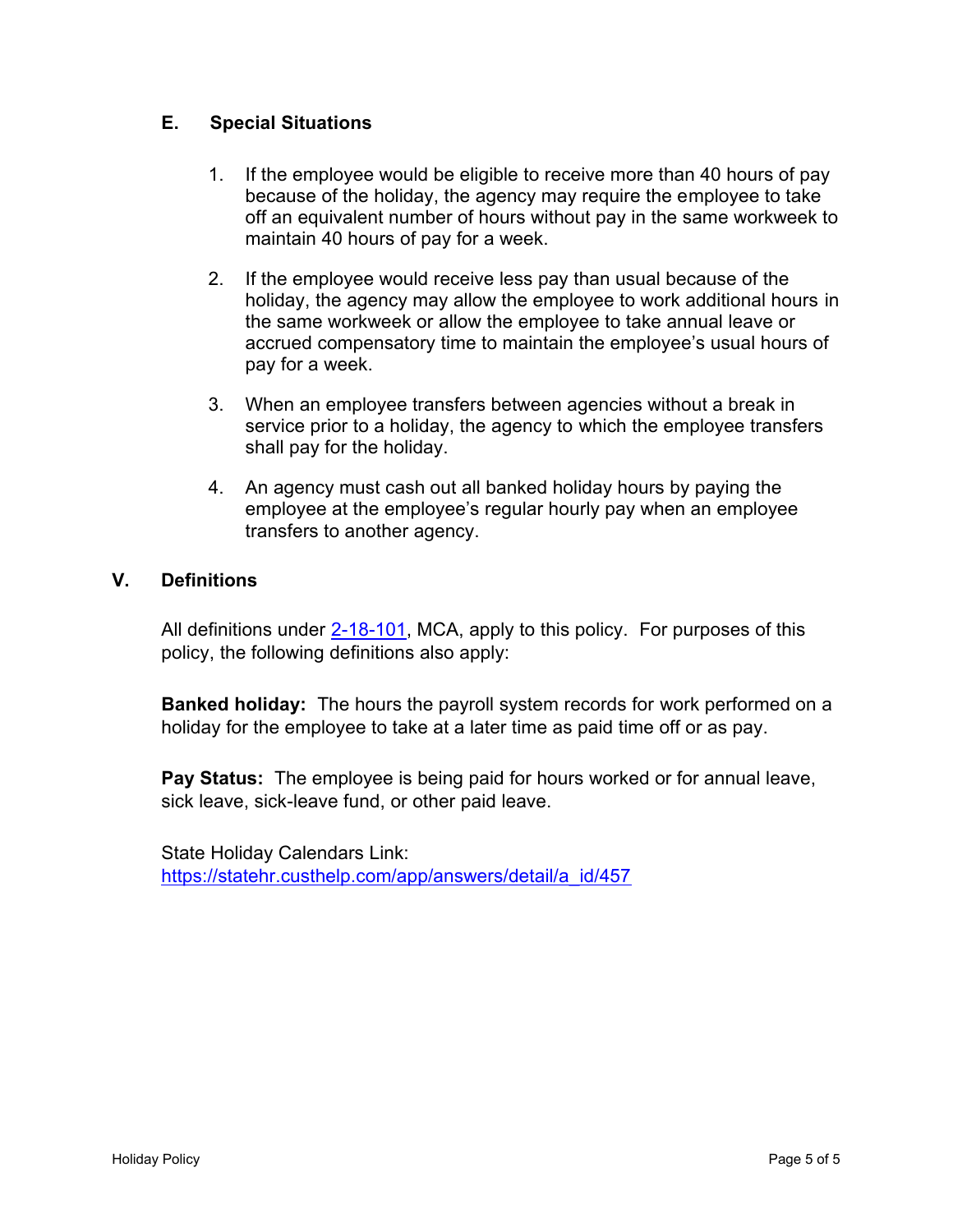### E. Special Situations

1. If the employee would be eligible to receive more than 40 hours of pay because of the holiday, the agency may require the employee to take off an equivalent number of hours without pay in the same workweek to maintain 40 hours of pay for a week.

2. If the employee would receive less pay than usual because of the holiday, the agency may allow the employee to work additional hours in the same workweek or allow the employee to take annual leave or accrued compensatory time to maintain the employee's usual hours of pay for a week.

3. When an employee transfers between agencies without a break in service prior to a holiday, the agency to which the employee transfers shall pay for the holiday.

4. An agency must cash out all banked holiday hours by paying the employee at the employee's regular hourly pay when an employee transfers to another agency.

## V. Definitions

All definitions under [2-18-101](2-18-101), MCA, apply to this policy. For purposes of this policy, the following definitions also apply:

**Banked holiday:** The hours the payroll system records for work performed on a holiday for the employee to take at a later time as paid time off or as pay.

**Pay Status:** The employee is being paid for hours worked or for annual leave, sick leave, sick-leave fund, or other paid leave.

State Holiday Calendars Link:
https://statehr.custhelp.com/app/answers/detail/a_id/457